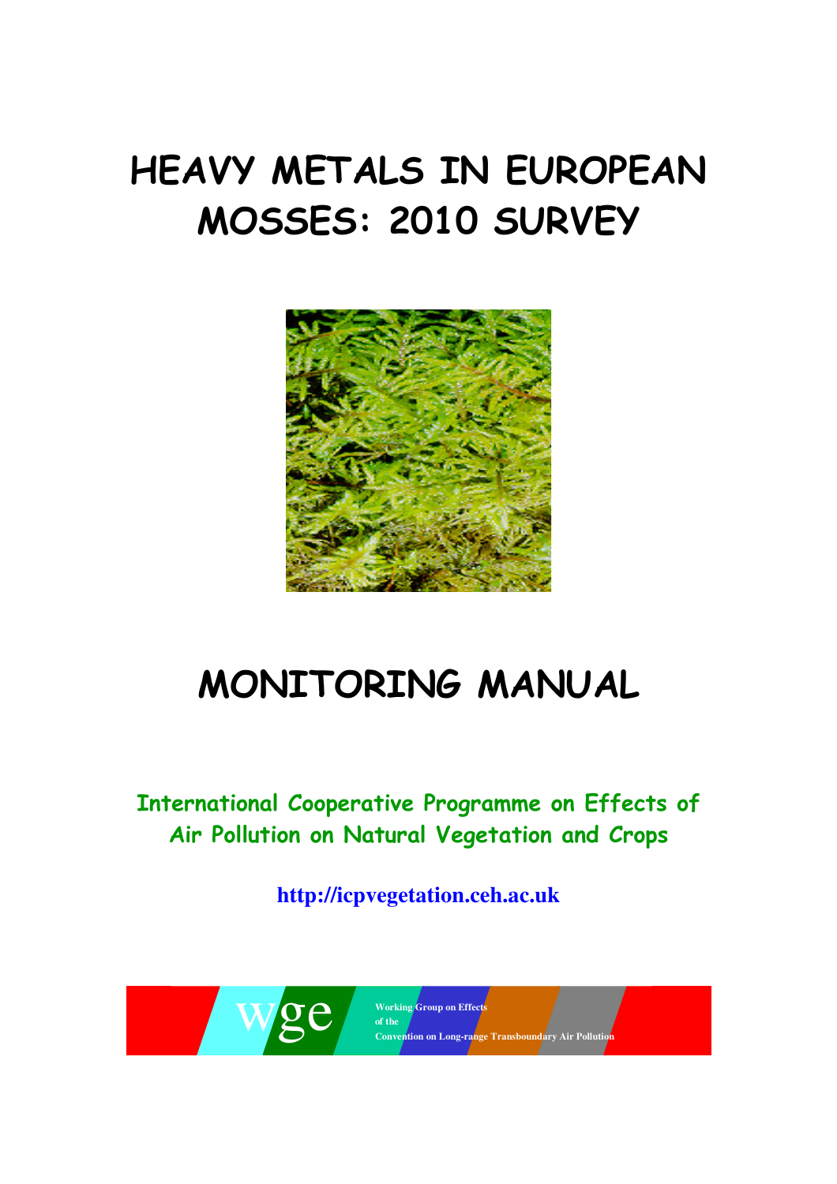# HEAVY METALS IN EUROPEAN MOSSES: 2010 SURVEY

# MONITORING MANUAL

**International Cooperative Programme on Effects of Air Pollution on Natural Vegetation and Crops**

**http://icpvegetation.ceh.ac.uk**

wge Working Group on Effects of the Convention on Long-range Transboundary Air Pollution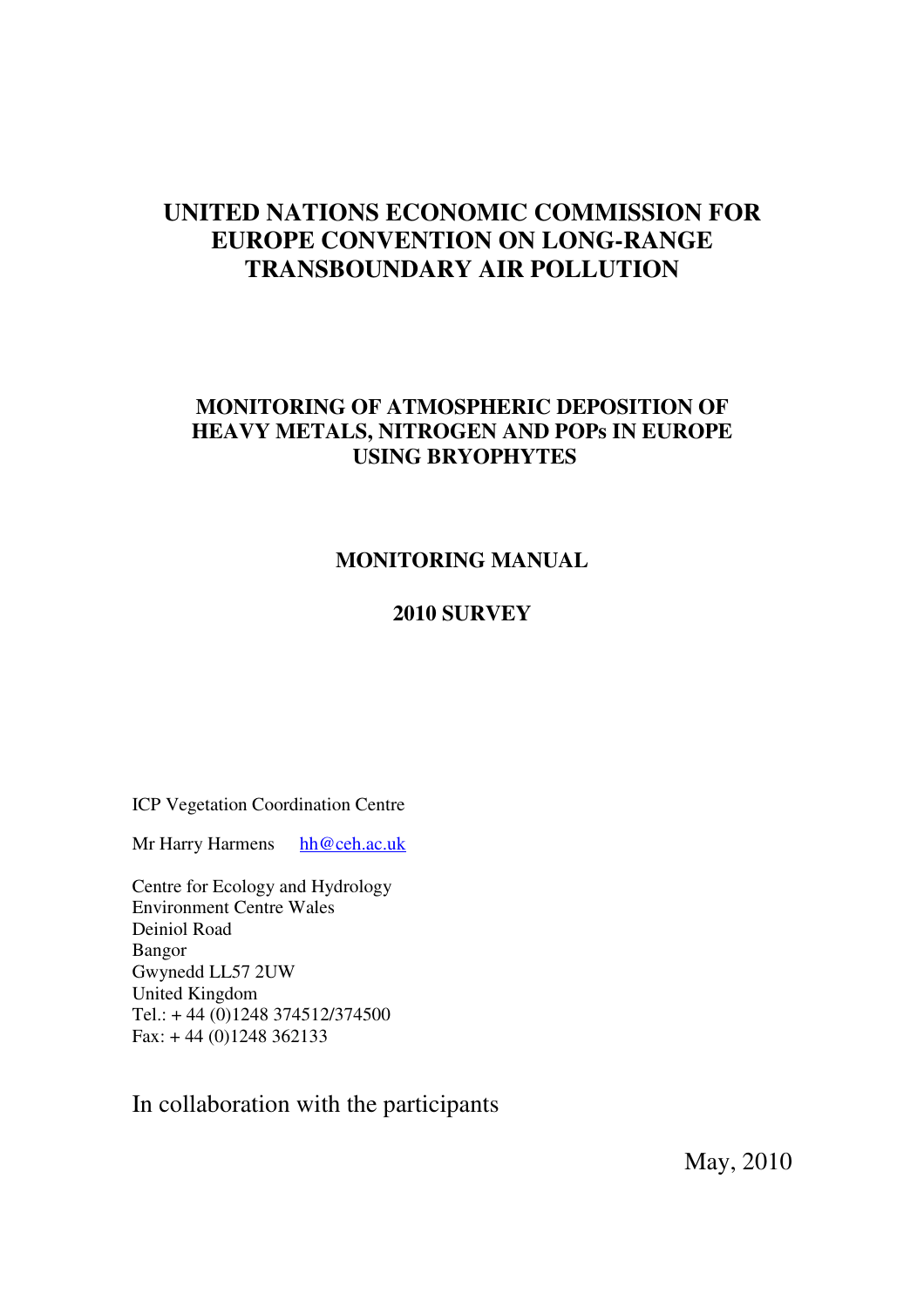# UNITED NATIONS ECONOMIC COMMISSION FOR EUROPE CONVENTION ON LONG-RANGE TRANSBOUNDARY AIR POLLUTION

## MONITORING OF ATMOSPHERIC DEPOSITION OF HEAVY METALS, NITROGEN AND POPs IN EUROPE USING BRYOPHYTES

## MONITORING MANUAL

## 2010 SURVEY

ICP Vegetation Coordination Centre

Mr Harry Harmens hh@ceh.ac.uk

Centre for Ecology and Hydrology
Environment Centre Wales
Deiniol Road
Bangor
Gwynedd LL57 2UW
United Kingdom
Tel.: + 44 (0)1248 374512/374500
Fax: + 44 (0)1248 362133

In collaboration with the participants

May, 2010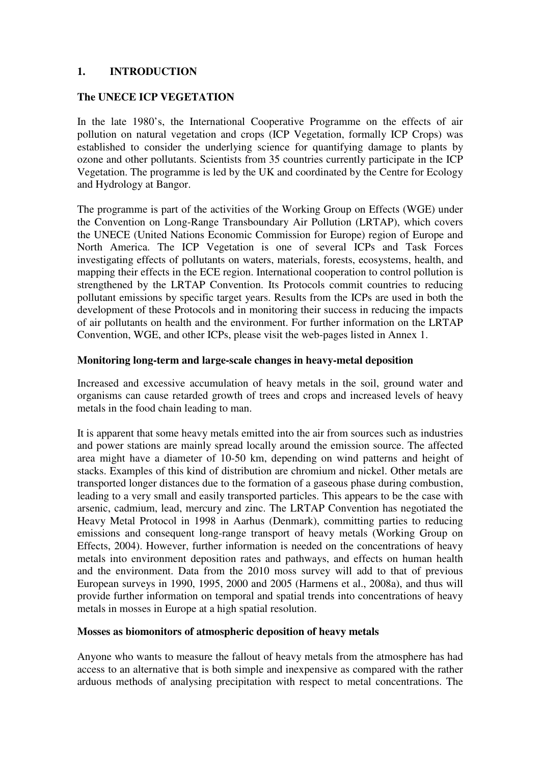# 1. INTRODUCTION

## The UNECE ICP VEGETATION

In the late 1980's, the International Cooperative Programme on the effects of air pollution on natural vegetation and crops (ICP Vegetation, formally ICP Crops) was established to consider the underlying science for quantifying damage to plants by ozone and other pollutants. Scientists from 35 countries currently participate in the ICP Vegetation. The programme is led by the UK and coordinated by the Centre for Ecology and Hydrology at Bangor.

The programme is part of the activities of the Working Group on Effects (WGE) under the Convention on Long-Range Transboundary Air Pollution (LRTAP), which covers the UNECE (United Nations Economic Commission for Europe) region of Europe and North America. The ICP Vegetation is one of several ICPs and Task Forces investigating effects of pollutants on waters, materials, forests, ecosystems, health, and mapping their effects in the ECE region. International cooperation to control pollution is strengthened by the LRTAP Convention. Its Protocols commit countries to reducing pollutant emissions by specific target years. Results from the ICPs are used in both the development of these Protocols and in monitoring their success in reducing the impacts of air pollutants on health and the environment. For further information on the LRTAP Convention, WGE, and other ICPs, please visit the web-pages listed in Annex 1.

## Monitoring long-term and large-scale changes in heavy-metal deposition

Increased and excessive accumulation of heavy metals in the soil, ground water and organisms can cause retarded growth of trees and crops and increased levels of heavy metals in the food chain leading to man.

It is apparent that some heavy metals emitted into the air from sources such as industries and power stations are mainly spread locally around the emission source. The affected area might have a diameter of 10-50 km, depending on wind patterns and height of stacks. Examples of this kind of distribution are chromium and nickel. Other metals are transported longer distances due to the formation of a gaseous phase during combustion, leading to a very small and easily transported particles. This appears to be the case with arsenic, cadmium, lead, mercury and zinc. The LRTAP Convention has negotiated the Heavy Metal Protocol in 1998 in Aarhus (Denmark), committing parties to reducing emissions and consequent long-range transport of heavy metals (Working Group on Effects, 2004). However, further information is needed on the concentrations of heavy metals into environment deposition rates and pathways, and effects on human health and the environment. Data from the 2010 moss survey will add to that of previous European surveys in 1990, 1995, 2000 and 2005 (Harmens et al., 2008a), and thus will provide further information on temporal and spatial trends into concentrations of heavy metals in mosses in Europe at a high spatial resolution.

## Mosses as biomonitors of atmospheric deposition of heavy metals

Anyone who wants to measure the fallout of heavy metals from the atmosphere has had access to an alternative that is both simple and inexpensive as compared with the rather arduous methods of analysing precipitation with respect to metal concentrations. The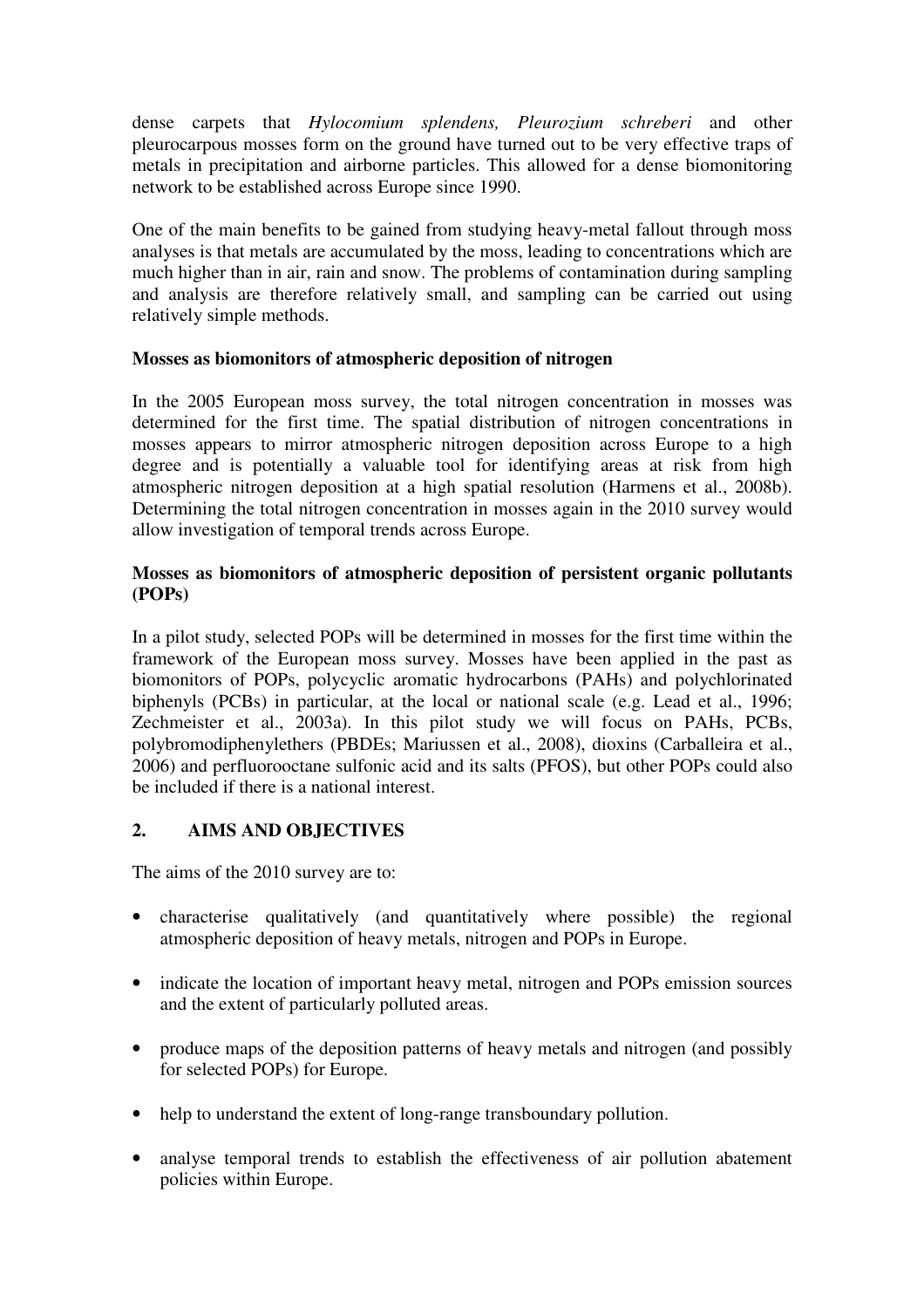dense carpets that *Hylocomium splendens, Pleurozium schreberi* and other pleurocarpous mosses form on the ground have turned out to be very effective traps of metals in precipitation and airborne particles. This allowed for a dense biomonitoring network to be established across Europe since 1990.

One of the main benefits to be gained from studying heavy-metal fallout through moss analyses is that metals are accumulated by the moss, leading to concentrations which are much higher than in air, rain and snow. The problems of contamination during sampling and analysis are therefore relatively small, and sampling can be carried out using relatively simple methods.

**Mosses as biomonitors of atmospheric deposition of nitrogen**

In the 2005 European moss survey, the total nitrogen concentration in mosses was determined for the first time. The spatial distribution of nitrogen concentrations in mosses appears to mirror atmospheric nitrogen deposition across Europe to a high degree and is potentially a valuable tool for identifying areas at risk from high atmospheric nitrogen deposition at a high spatial resolution (Harmens et al., 2008b). Determining the total nitrogen concentration in mosses again in the 2010 survey would allow investigation of temporal trends across Europe.

**Mosses as biomonitors of atmospheric deposition of persistent organic pollutants (POPs)**

In a pilot study, selected POPs will be determined in mosses for the first time within the framework of the European moss survey. Mosses have been applied in the past as biomonitors of POPs, polycyclic aromatic hydrocarbons (PAHs) and polychlorinated biphenyls (PCBs) in particular, at the local or national scale (e.g. Lead et al., 1996; Zechmeister et al., 2003a). In this pilot study we will focus on PAHs, PCBs, polybromodiphenylethers (PBDEs; Mariussen et al., 2008), dioxins (Carballeira et al., 2006) and perfluorooctane sulfonic acid and its salts (PFOS), but other POPs could also be included if there is a national interest.

## 2. AIMS AND OBJECTIVES

The aims of the 2010 survey are to:

- characterise qualitatively (and quantitatively where possible) the regional atmospheric deposition of heavy metals, nitrogen and POPs in Europe.
- indicate the location of important heavy metal, nitrogen and POPs emission sources and the extent of particularly polluted areas.
- produce maps of the deposition patterns of heavy metals and nitrogen (and possibly for selected POPs) for Europe.
- help to understand the extent of long-range transboundary pollution.
- analyse temporal trends to establish the effectiveness of air pollution abatement policies within Europe.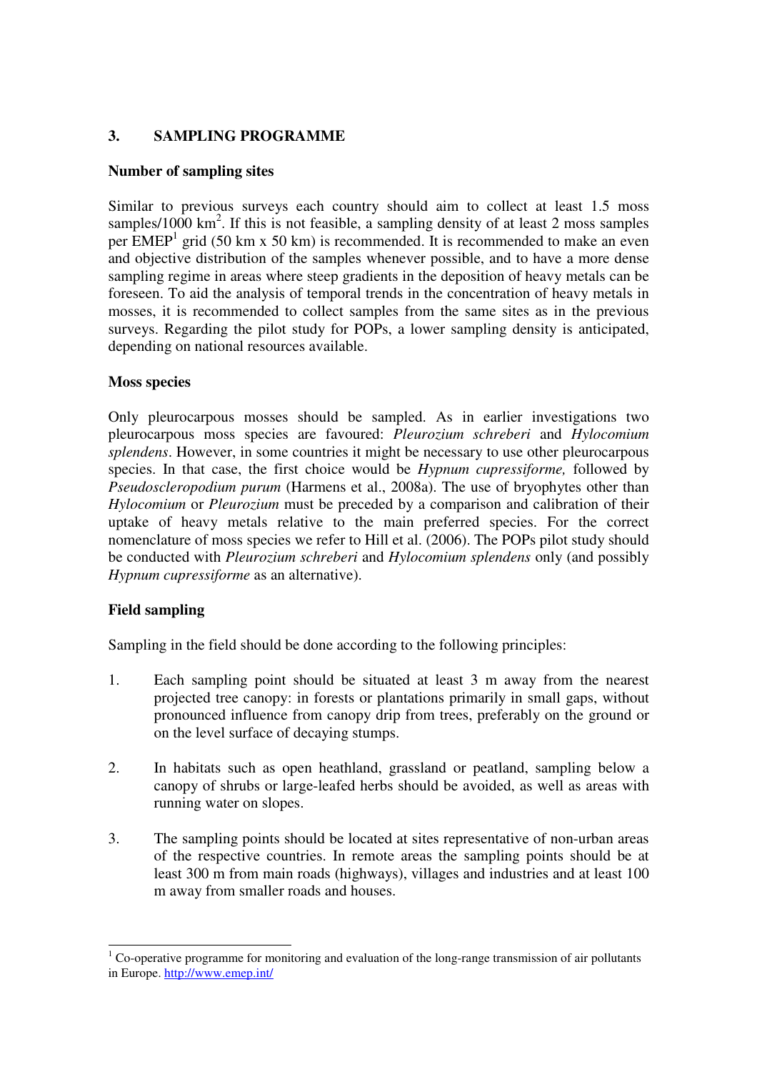## 3. SAMPLING PROGRAMME

### Number of sampling sites

Similar to previous surveys each country should aim to collect at least 1.5 moss samples/1000 $km^2$. If this is not feasible, a sampling density of at least 2 moss samples per EMEP[1] grid (50 km x 50 km) is recommended. It is recommended to make an even and objective distribution of the samples whenever possible, and to have a more dense sampling regime in areas where steep gradients in the deposition of heavy metals can be foreseen. To aid the analysis of temporal trends in the concentration of heavy metals in mosses, it is recommended to collect samples from the same sites as in the previous surveys. Regarding the pilot study for POPs, a lower sampling density is anticipated, depending on national resources available.

### Moss species

Only pleurocarpous mosses should be sampled. As in earlier investigations two pleurocarpous moss species are favoured: *Pleurozium schreberi* and *Hylocomium splendens*. However, in some countries it might be necessary to use other pleurocarpous species. In that case, the first choice would be *Hypnum cupressiforme,* followed by *Pseudoscleropodium purum* (Harmens et al., 2008a). The use of bryophytes other than *Hylocomium* or *Pleurozium* must be preceded by a comparison and calibration of their uptake of heavy metals relative to the main preferred species. For the correct nomenclature of moss species we refer to Hill et al. (2006). The POPs pilot study should be conducted with *Pleurozium schreberi* and *Hylocomium splendens* only (and possibly *Hypnum cupressiforme* as an alternative).

### Field sampling

Sampling in the field should be done according to the following principles:

1. Each sampling point should be situated at least 3 m away from the nearest projected tree canopy: in forests or plantations primarily in small gaps, without pronounced influence from canopy drip from trees, preferably on the ground or on the level surface of decaying stumps.

2. In habitats such as open heathland, grassland or peatland, sampling below a canopy of shrubs or large-leafed herbs should be avoided, as well as areas with running water on slopes.

3. The sampling points should be located at sites representative of non-urban areas of the respective countries. In remote areas the sampling points should be at least 300 m from main roads (highways), villages and industries and at least 100 m away from smaller roads and houses.

---

[1] Co-operative programme for monitoring and evaluation of the long-range transmission of air pollutants in Europe. http://www.emep.int/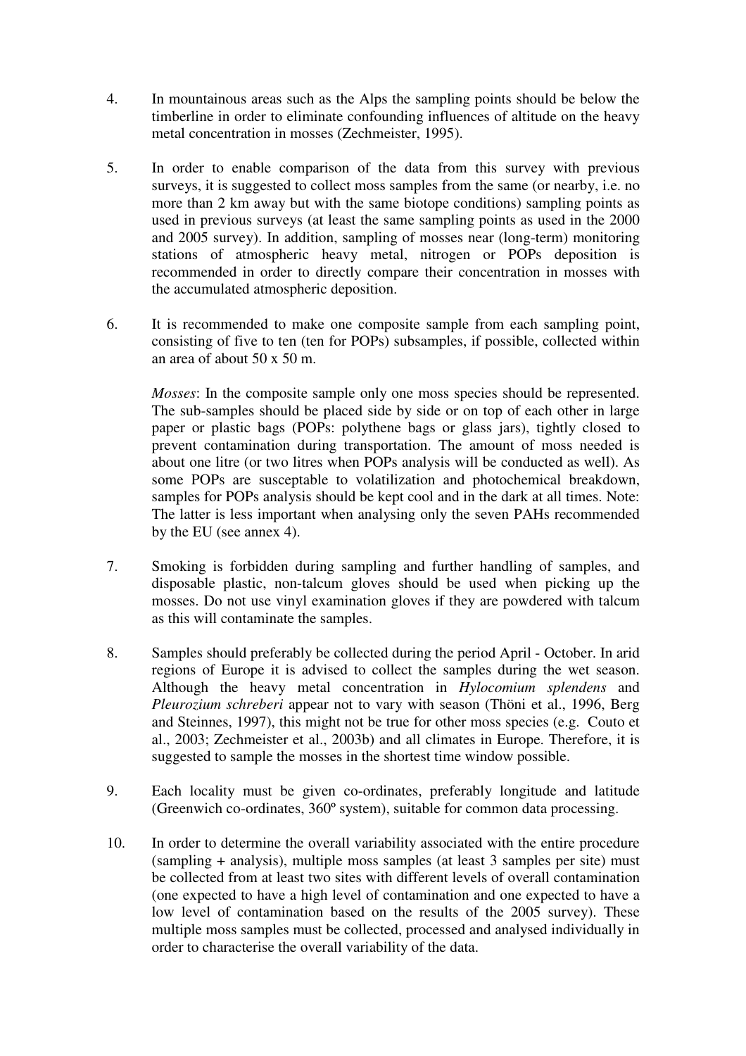4. In mountainous areas such as the Alps the sampling points should be below the timberline in order to eliminate confounding influences of altitude on the heavy metal concentration in mosses (Zechmeister, 1995).

5. In order to enable comparison of the data from this survey with previous surveys, it is suggested to collect moss samples from the same (or nearby, i.e. no more than 2 km away but with the same biotope conditions) sampling points as used in previous surveys (at least the same sampling points as used in the 2000 and 2005 survey). In addition, sampling of mosses near (long-term) monitoring stations of atmospheric heavy metal, nitrogen or POPs deposition is recommended in order to directly compare their concentration in mosses with the accumulated atmospheric deposition.

6. It is recommended to make one composite sample from each sampling point, consisting of five to ten (ten for POPs) subsamples, if possible, collected within an area of about 50 x 50 m.

   *Mosses*: In the composite sample only one moss species should be represented. The sub-samples should be placed side by side or on top of each other in large paper or plastic bags (POPs: polythene bags or glass jars), tightly closed to prevent contamination during transportation. The amount of moss needed is about one litre (or two litres when POPs analysis will be conducted as well). As some POPs are susceptable to volatilization and photochemical breakdown, samples for POPs analysis should be kept cool and in the dark at all times. Note: The latter is less important when analysing only the seven PAHs recommended by the EU (see annex 4).

7. Smoking is forbidden during sampling and further handling of samples, and disposable plastic, non-talcum gloves should be used when picking up the mosses. Do not use vinyl examination gloves if they are powdered with talcum as this will contaminate the samples.

8. Samples should preferably be collected during the period April - October. In arid regions of Europe it is advised to collect the samples during the wet season. Although the heavy metal concentration in *Hylocomium splendens* and *Pleurozium schreberi* appear not to vary with season (Thöni et al., 1996, Berg and Steinnes, 1997), this might not be true for other moss species (e.g. Couto et al., 2003; Zechmeister et al., 2003b) and all climates in Europe. Therefore, it is suggested to sample the mosses in the shortest time window possible.

9. Each locality must be given co-ordinates, preferably longitude and latitude (Greenwich co-ordinates, 360º system), suitable for common data processing.

10. In order to determine the overall variability associated with the entire procedure (sampling + analysis), multiple moss samples (at least 3 samples per site) must be collected from at least two sites with different levels of overall contamination (one expected to have a high level of contamination and one expected to have a low level of contamination based on the results of the 2005 survey). These multiple moss samples must be collected, processed and analysed individually in order to characterise the overall variability of the data.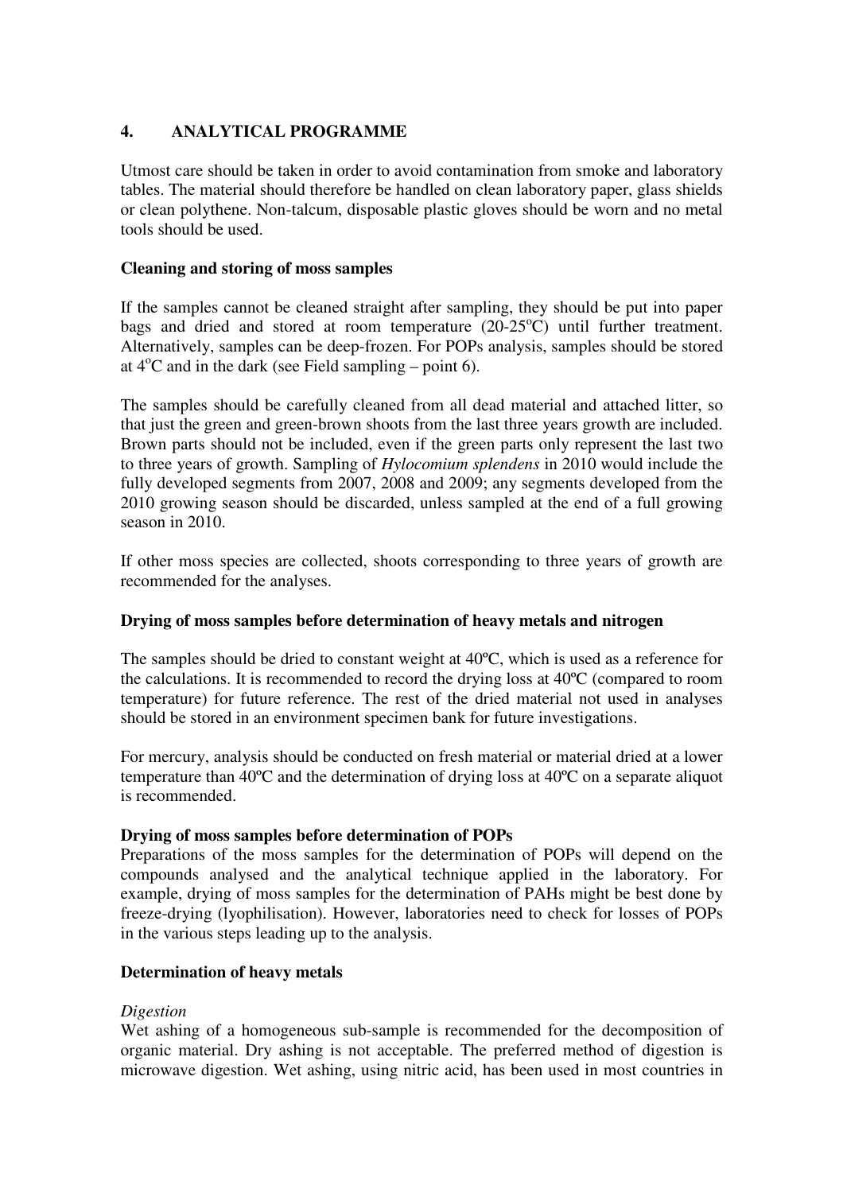## 4. ANALYTICAL PROGRAMME

Utmost care should be taken in order to avoid contamination from smoke and laboratory tables. The material should therefore be handled on clean laboratory paper, glass shields or clean polythene. Non-talcum, disposable plastic gloves should be worn and no metal tools should be used.

### Cleaning and storing of moss samples

If the samples cannot be cleaned straight after sampling, they should be put into paper bags and dried and stored at room temperature (20-25°C) until further treatment. Alternatively, samples can be deep-frozen. For POPs analysis, samples should be stored at 4°C and in the dark (see Field sampling – point 6).

The samples should be carefully cleaned from all dead material and attached litter, so that just the green and green-brown shoots from the last three years growth are included. Brown parts should not be included, even if the green parts only represent the last two to three years of growth. Sampling of *Hylocomium splendens* in 2010 would include the fully developed segments from 2007, 2008 and 2009; any segments developed from the 2010 growing season should be discarded, unless sampled at the end of a full growing season in 2010.

If other moss species are collected, shoots corresponding to three years of growth are recommended for the analyses.

### Drying of moss samples before determination of heavy metals and nitrogen

The samples should be dried to constant weight at 40ºC, which is used as a reference for the calculations. It is recommended to record the drying loss at 40ºC (compared to room temperature) for future reference. The rest of the dried material not used in analyses should be stored in an environment specimen bank for future investigations.

For mercury, analysis should be conducted on fresh material or material dried at a lower temperature than 40ºC and the determination of drying loss at 40ºC on a separate aliquot is recommended.

### Drying of moss samples before determination of POPs

Preparations of the moss samples for the determination of POPs will depend on the compounds analysed and the analytical technique applied in the laboratory. For example, drying of moss samples for the determination of PAHs might be best done by freeze-drying (lyophilisation). However, laboratories need to check for losses of POPs in the various steps leading up to the analysis.

### Determination of heavy metals

*Digestion*

Wet ashing of a homogeneous sub-sample is recommended for the decomposition of organic material. Dry ashing is not acceptable. The preferred method of digestion is microwave digestion. Wet ashing, using nitric acid, has been used in most countries in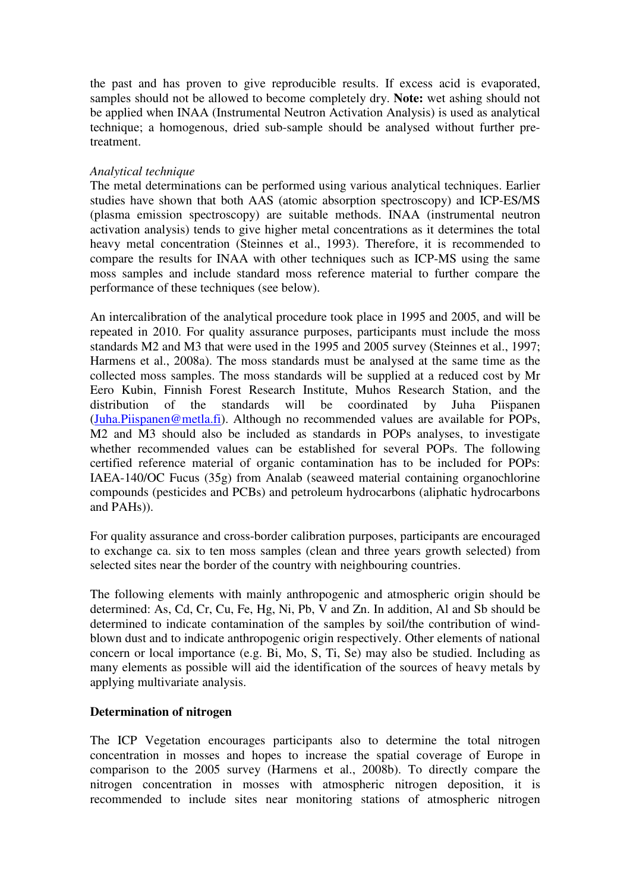the past and has proven to give reproducible results. If excess acid is evaporated, samples should not be allowed to become completely dry. **Note:** wet ashing should not be applied when INAA (Instrumental Neutron Activation Analysis) is used as analytical technique; a homogenous, dried sub-sample should be analysed without further pre-treatment.

*Analytical technique*

The metal determinations can be performed using various analytical techniques. Earlier studies have shown that both AAS (atomic absorption spectroscopy) and ICP-ES/MS (plasma emission spectroscopy) are suitable methods. INAA (instrumental neutron activation analysis) tends to give higher metal concentrations as it determines the total heavy metal concentration (Steinnes et al., 1993). Therefore, it is recommended to compare the results for INAA with other techniques such as ICP-MS using the same moss samples and include standard moss reference material to further compare the performance of these techniques (see below).

An intercalibration of the analytical procedure took place in 1995 and 2005, and will be repeated in 2010. For quality assurance purposes, participants must include the moss standards M2 and M3 that were used in the 1995 and 2005 survey (Steinnes et al., 1997; Harmens et al., 2008a). The moss standards must be analysed at the same time as the collected moss samples. The moss standards will be supplied at a reduced cost by Mr Eero Kubin, Finnish Forest Research Institute, Muhos Research Station, and the distribution of the standards will be coordinated by Juha Piispanen (Juha.Piispanen@metla.fi). Although no recommended values are available for POPs, M2 and M3 should also be included as standards in POPs analyses, to investigate whether recommended values can be established for several POPs. The following certified reference material of organic contamination has to be included for POPs: IAEA-140/OC Fucus (35g) from Analab (seaweed material containing organochlorine compounds (pesticides and PCBs) and petroleum hydrocarbons (aliphatic hydrocarbons and PAHs)).

For quality assurance and cross-border calibration purposes, participants are encouraged to exchange ca. six to ten moss samples (clean and three years growth selected) from selected sites near the border of the country with neighbouring countries.

The following elements with mainly anthropogenic and atmospheric origin should be determined: As, Cd, Cr, Cu, Fe, Hg, Ni, Pb, V and Zn. In addition, Al and Sb should be determined to indicate contamination of the samples by soil/the contribution of wind-blown dust and to indicate anthropogenic origin respectively. Other elements of national concern or local importance (e.g. Bi, Mo, S, Ti, Se) may also be studied. Including as many elements as possible will aid the identification of the sources of heavy metals by applying multivariate analysis.

**Determination of nitrogen**

The ICP Vegetation encourages participants also to determine the total nitrogen concentration in mosses and hopes to increase the spatial coverage of Europe in comparison to the 2005 survey (Harmens et al., 2008b). To directly compare the nitrogen concentration in mosses with atmospheric nitrogen deposition, it is recommended to include sites near monitoring stations of atmospheric nitrogen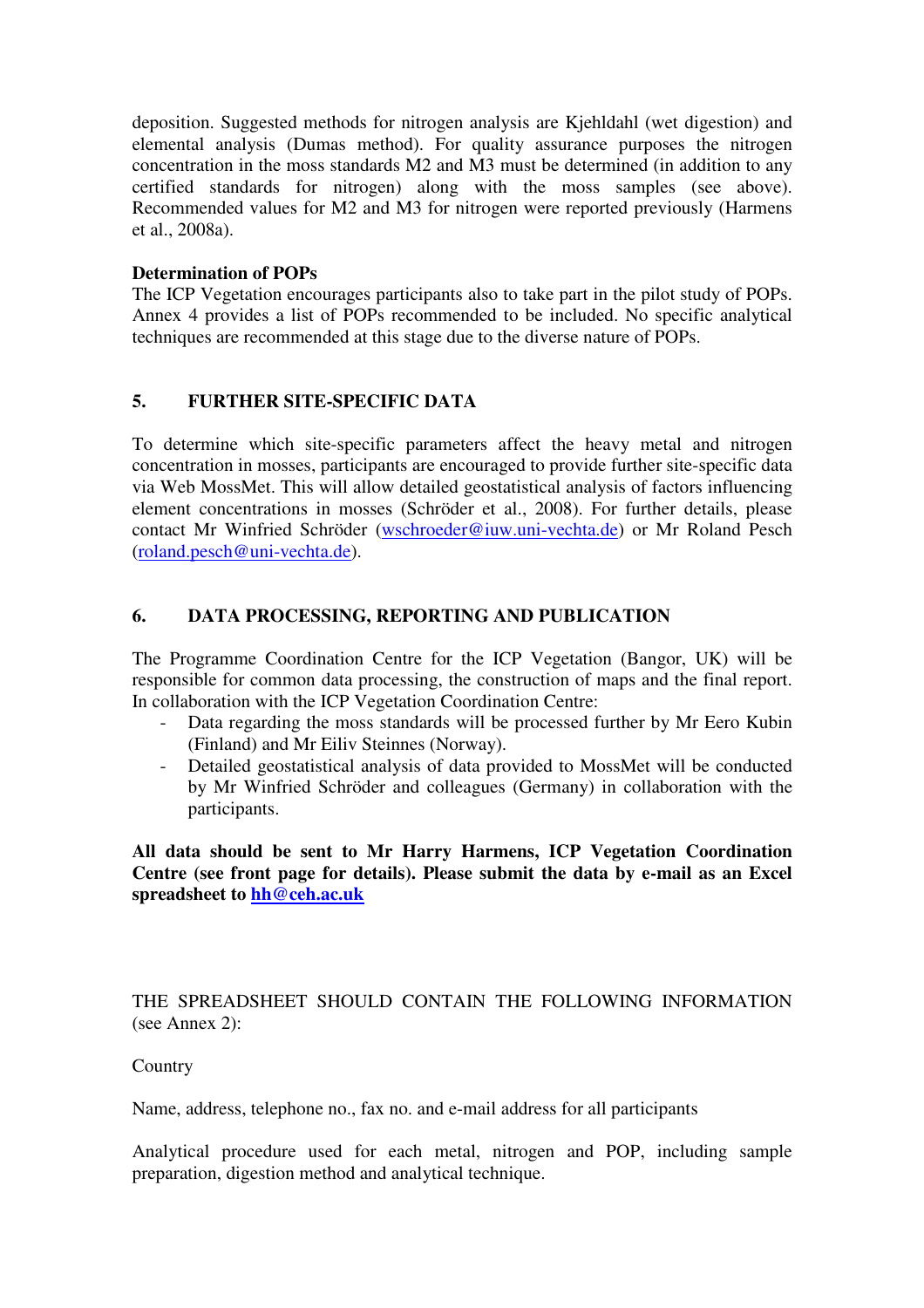deposition. Suggested methods for nitrogen analysis are Kjehldahl (wet digestion) and elemental analysis (Dumas method). For quality assurance purposes the nitrogen concentration in the moss standards M2 and M3 must be determined (in addition to any certified standards for nitrogen) along with the moss samples (see above). Recommended values for M2 and M3 for nitrogen were reported previously (Harmens et al., 2008a).

**Determination of POPs**

The ICP Vegetation encourages participants also to take part in the pilot study of POPs. Annex 4 provides a list of POPs recommended to be included. No specific analytical techniques are recommended at this stage due to the diverse nature of POPs.

## 5. FURTHER SITE-SPECIFIC DATA

To determine which site-specific parameters affect the heavy metal and nitrogen concentration in mosses, participants are encouraged to provide further site-specific data via Web MossMet. This will allow detailed geostatistical analysis of factors influencing element concentrations in mosses (Schröder et al., 2008). For further details, please contact Mr Winfried Schröder (wschroeder@iuw.uni-vechta.de) or Mr Roland Pesch (roland.pesch@uni-vechta.de).

## 6. DATA PROCESSING, REPORTING AND PUBLICATION

The Programme Coordination Centre for the ICP Vegetation (Bangor, UK) will be responsible for common data processing, the construction of maps and the final report. In collaboration with the ICP Vegetation Coordination Centre:

- Data regarding the moss standards will be processed further by Mr Eero Kubin (Finland) and Mr Eiliv Steinnes (Norway).
- Detailed geostatistical analysis of data provided to MossMet will be conducted by Mr Winfried Schröder and colleagues (Germany) in collaboration with the participants.

**All data should be sent to Mr Harry Harmens, ICP Vegetation Coordination Centre (see front page for details). Please submit the data by e-mail as an Excel spreadsheet to hh@ceh.ac.uk**

THE SPREADSHEET SHOULD CONTAIN THE FOLLOWING INFORMATION (see Annex 2):

Country

Name, address, telephone no., fax no. and e-mail address for all participants

Analytical procedure used for each metal, nitrogen and POP, including sample preparation, digestion method and analytical technique.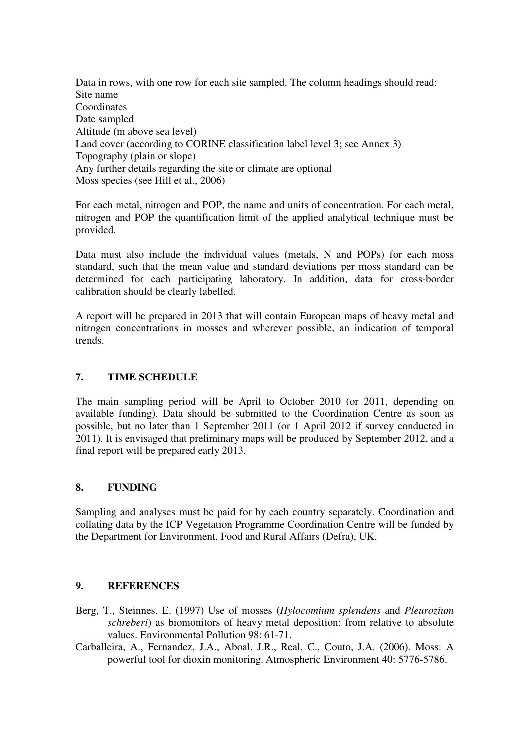Data in rows, with one row for each site sampled. The column headings should read:
Site name
Coordinates
Date sampled
Altitude (m above sea level)
Land cover (according to CORINE classification label level 3; see Annex 3)
Topography (plain or slope)
Any further details regarding the site or climate are optional
Moss species (see Hill et al., 2006)

For each metal, nitrogen and POP, the name and units of concentration. For each metal, nitrogen and POP the quantification limit of the applied analytical technique must be provided.

Data must also include the individual values (metals, N and POPs) for each moss standard, such that the mean value and standard deviations per moss standard can be determined for each participating laboratory. In addition, data for cross-border calibration should be clearly labelled.

A report will be prepared in 2013 that will contain European maps of heavy metal and nitrogen concentrations in mosses and wherever possible, an indication of temporal trends.

## 7. TIME SCHEDULE

The main sampling period will be April to October 2010 (or 2011, depending on available funding). Data should be submitted to the Coordination Centre as soon as possible, but no later than 1 September 2011 (or 1 April 2012 if survey conducted in 2011). It is envisaged that preliminary maps will be produced by September 2012, and a final report will be prepared early 2013.

## 8. FUNDING

Sampling and analyses must be paid for by each country separately. Coordination and collating data by the ICP Vegetation Programme Coordination Centre will be funded by the Department for Environment, Food and Rural Affairs (Defra), UK.

## 9. REFERENCES

Berg, T., Steinnes, E. (1997) Use of mosses (*Hylocomium splendens* and *Pleurozium schreberi*) as biomonitors of heavy metal deposition: from relative to absolute values. Environmental Pollution 98: 61-71.

Carballeira, A., Fernandez, J.A., Aboal, J.R., Real, C., Couto, J.A. (2006). Moss: A powerful tool for dioxin monitoring. Atmospheric Environment 40: 5776-5786.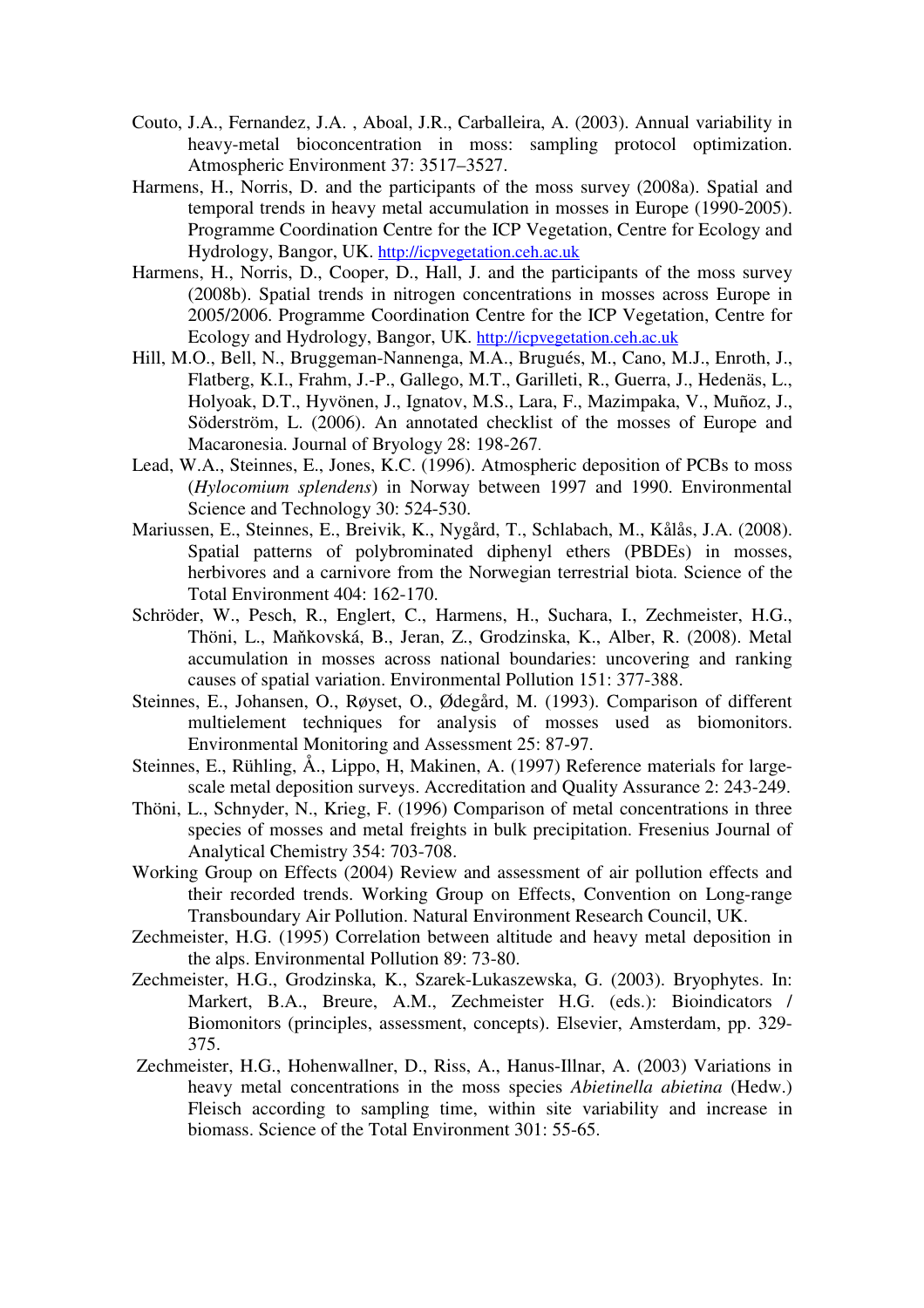Couto, J.A., Fernandez, J.A. , Aboal, J.R., Carballeira, A. (2003). Annual variability in heavy-metal bioconcentration in moss: sampling protocol optimization. Atmospheric Environment 37: 3517–3527.

Harmens, H., Norris, D. and the participants of the moss survey (2008a). Spatial and temporal trends in heavy metal accumulation in mosses in Europe (1990-2005). Programme Coordination Centre for the ICP Vegetation, Centre for Ecology and Hydrology, Bangor, UK. http://icpvegetation.ceh.ac.uk

Harmens, H., Norris, D., Cooper, D., Hall, J. and the participants of the moss survey (2008b). Spatial trends in nitrogen concentrations in mosses across Europe in 2005/2006. Programme Coordination Centre for the ICP Vegetation, Centre for Ecology and Hydrology, Bangor, UK. http://icpvegetation.ceh.ac.uk

Hill, M.O., Bell, N., Bruggeman-Nannenga, M.A., Brugués, M., Cano, M.J., Enroth, J., Flatberg, K.I., Frahm, J.-P., Gallego, M.T., Garilleti, R., Guerra, J., Hedenäs, L., Holyoak, D.T., Hyvönen, J., Ignatov, M.S., Lara, F., Mazimpaka, V., Muñoz, J., Söderström, L. (2006). An annotated checklist of the mosses of Europe and Macaronesia. Journal of Bryology 28: 198-267.

Lead, W.A., Steinnes, E., Jones, K.C. (1996). Atmospheric deposition of PCBs to moss (*Hylocomium splendens*) in Norway between 1997 and 1990. Environmental Science and Technology 30: 524-530.

Mariussen, E., Steinnes, E., Breivik, K., Nygård, T., Schlabach, M., Kålås, J.A. (2008). Spatial patterns of polybrominated diphenyl ethers (PBDEs) in mosses, herbivores and a carnivore from the Norwegian terrestrial biota. Science of the Total Environment 404: 162-170.

Schröder, W., Pesch, R., Englert, C., Harmens, H., Suchara, I., Zechmeister, H.G., Thöni, L., Maňkovská, B., Jeran, Z., Grodzinska, K., Alber, R. (2008). Metal accumulation in mosses across national boundaries: uncovering and ranking causes of spatial variation. Environmental Pollution 151: 377-388.

Steinnes, E., Johansen, O., Røyset, O., Ødegård, M. (1993). Comparison of different multielement techniques for analysis of mosses used as biomonitors. Environmental Monitoring and Assessment 25: 87-97.

Steinnes, E., Rühling, Å., Lippo, H, Makinen, A. (1997) Reference materials for large-scale metal deposition surveys. Accreditation and Quality Assurance 2: 243-249.

Thöni, L., Schnyder, N., Krieg, F. (1996) Comparison of metal concentrations in three species of mosses and metal freights in bulk precipitation. Fresenius Journal of Analytical Chemistry 354: 703-708.

Working Group on Effects (2004) Review and assessment of air pollution effects and their recorded trends. Working Group on Effects, Convention on Long-range Transboundary Air Pollution. Natural Environment Research Council, UK.

Zechmeister, H.G. (1995) Correlation between altitude and heavy metal deposition in the alps. Environmental Pollution 89: 73-80.

Zechmeister, H.G., Grodzinska, K., Szarek-Lukaszewska, G. (2003). Bryophytes. In: Markert, B.A., Breure, A.M., Zechmeister H.G. (eds.): Bioindicators / Biomonitors (principles, assessment, concepts). Elsevier, Amsterdam, pp. 329-375.

Zechmeister, H.G., Hohenwallner, D., Riss, A., Hanus-Illnar, A. (2003) Variations in heavy metal concentrations in the moss species *Abietinella abietina* (Hedw.) Fleisch according to sampling time, within site variability and increase in biomass. Science of the Total Environment 301: 55-65.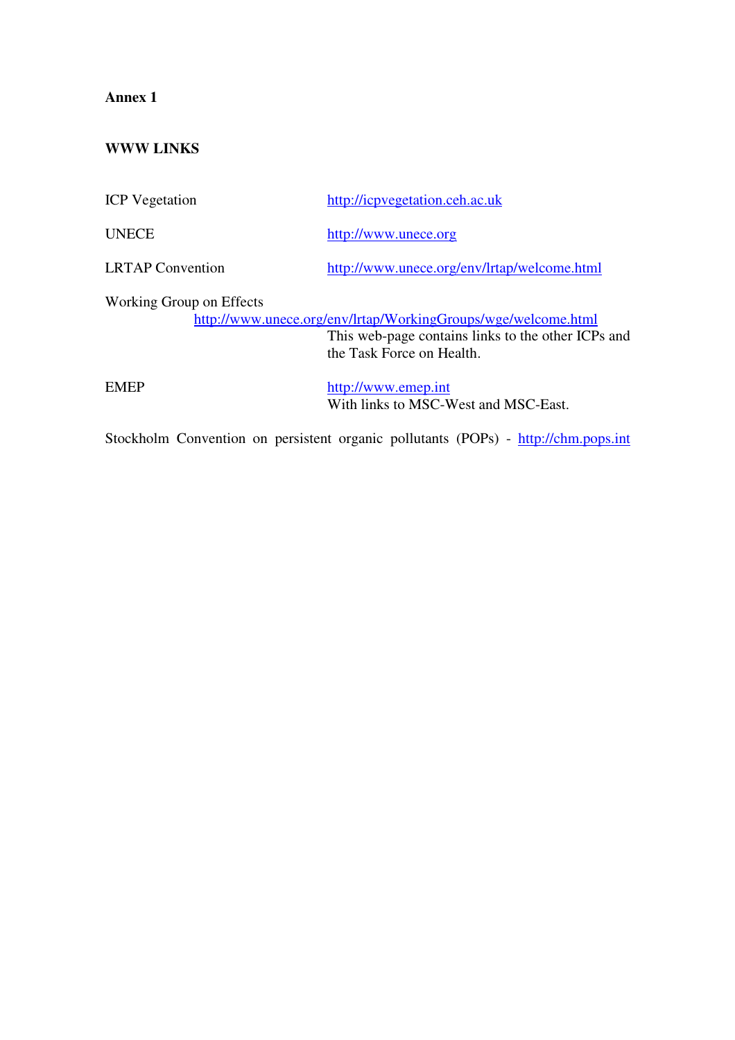**Annex 1**

**WWW LINKS**

| | |
|---|---|
| ICP Vegetation | http://icpvegetation.ceh.ac.uk |
| UNECE | http://www.unece.org |
| LRTAP Convention | http://www.unece.org/env/lrtap/welcome.html |

Working Group on Effects
http://www.unece.org/env/lrtap/WorkingGroups/wge/welcome.html
This web-page contains links to the other ICPs and the Task Force on Health.

EMEP http://www.emep.int
With links to MSC-West and MSC-East.

Stockholm Convention on persistent organic pollutants (POPs) - http://chm.pops.int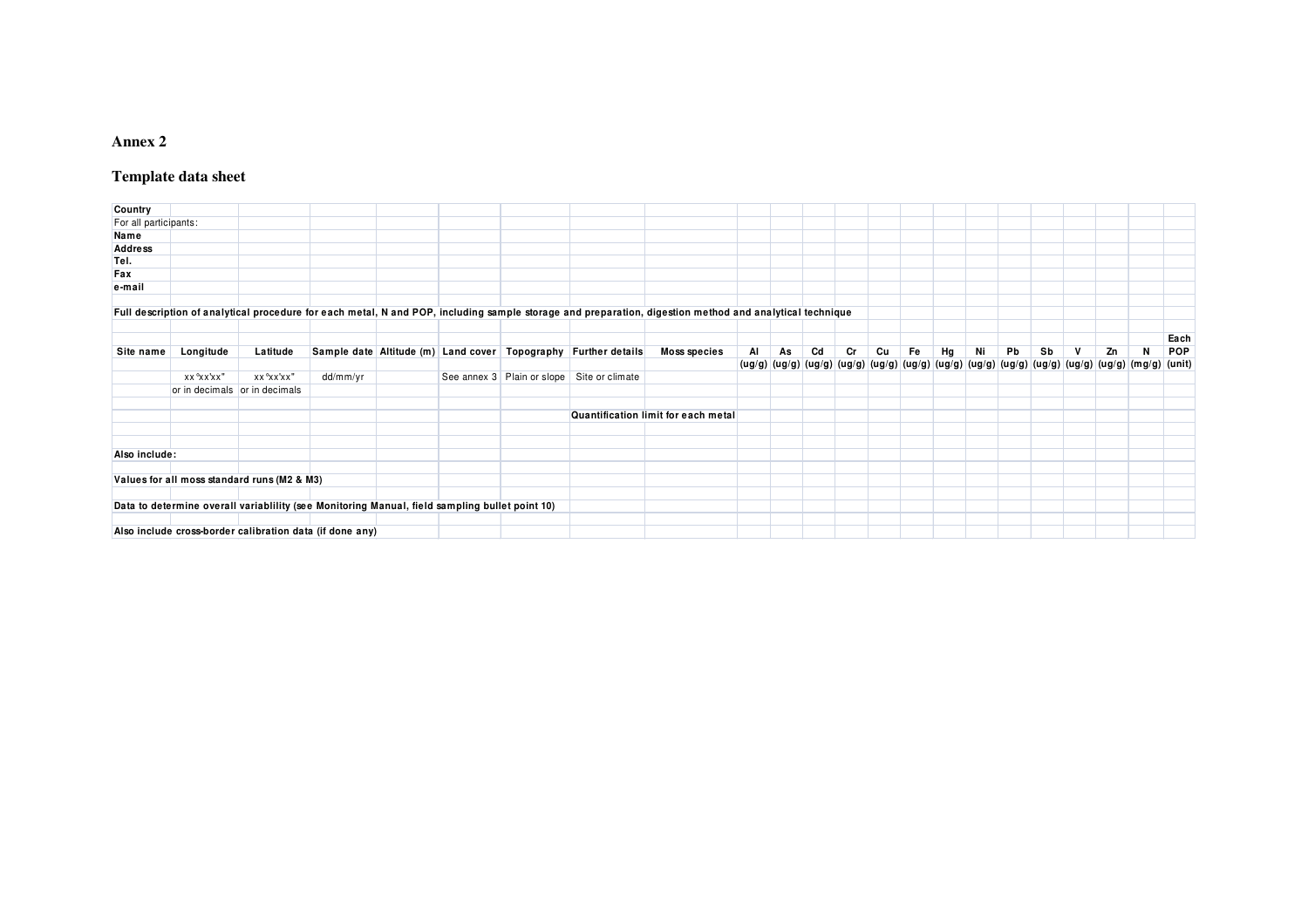## Annex 2

## Template data sheet

| Country | | | | | | | | | | | | | | | | | | | | | | | |
|---|---|---|---|---|---|---|---|---|---|---|---|---|---|---|---|---|---|---|---|---|---|---|---|
| For all participants: | | | | | | | | | | | | | | | | | | | | | | | |
| **Name** | | | | | | | | | | | | | | | | | | | | | | | |
| **Address** | | | | | | | | | | | | | | | | | | | | | | | |
| **Tel.** | | | | | | | | | | | | | | | | | | | | | | | |
| **Fax** | | | | | | | | | | | | | | | | | | | | | | | |
| **e-mail** | | | | | | | | | | | | | | | | | | | | | | | |
| | | | | | | | | | | | | | | | | | | | | | | | |
| **Full description of analytical procedure for each metal, N and POP, including sample storage and preparation, digestion method and analytical technique** | | | | | | | | | | | | | | | | | | | | | | | |
| | | | | | | | | | | | | | | | | | | | | | | | |
| | | | | | | | | | | | | | | | | | | | | | | | **Each** |
| **Site name** | **Longitude** | **Latitude** | **Sample date** | **Altitude (m)** | **Land cover** | **Topography** | **Further details** | **Moss species** | **Al** | **As** | **Cd** | **Cr** | **Cu** | **Fe** | **Hg** | **Ni** | **Pb** | **Sb** | **V** | **Zn** | **N** | | **POP** |
| | | | | | | | | | **(ug/g)** | **(ug/g)** | **(ug/g)** | **(ug/g)** | **(ug/g)** | **(ug/g)** | **(ug/g)** | **(ug/g)** | **(ug/g)** | **(ug/g)** | **(ug/g)** | **(ug/g)** | **(mg/g)** | | **(unit)** |
| | xx°xx'xx" | xx°xx'xx" | dd/mm/yr | | See annex 3 | Plain or slope | Site or climate | | | | | | | | | | | | | | | | |
| | or in decimals | or in decimals | | | | | | | | | | | | | | | | | | | | | |
| | | | | | | | | | | | | | | | | | | | | | | | |
| | | | | | | | **Quantification limit for each metal** | | | | | | | | | | | | | | | | |
| | | | | | | | | | | | | | | | | | | | | | | | |
| | | | | | | | | | | | | | | | | | | | | | | | |
| **Also include:** | | | | | | | | | | | | | | | | | | | | | | | |
| | | | | | | | | | | | | | | | | | | | | | | | |
| **Values for all moss standard runs (M2 & M3)** | | | | | | | | | | | | | | | | | | | | | | | |
| | | | | | | | | | | | | | | | | | | | | | | | |
| **Data to determine overall variablility (see Monitoring Manual, field sampling bullet point 10)** | | | | | | | | | | | | | | | | | | | | | | | |
| | | | | | | | | | | | | | | | | | | | | | | | |
| **Also include cross-border calibration data (if done any)** | | | | | | | | | | | | | | | | | | | | | | | |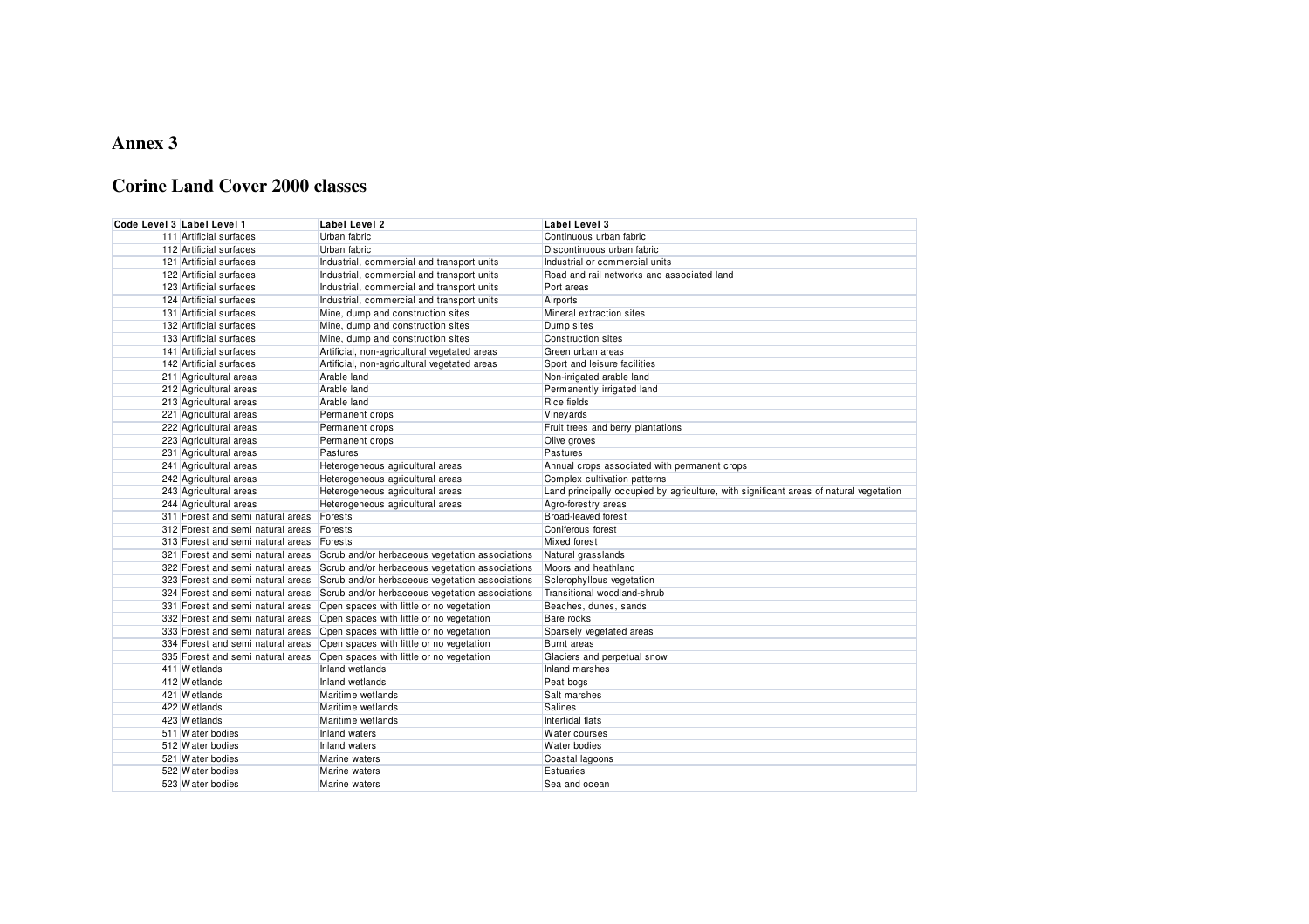# Annex 3

## Corine Land Cover 2000 classes

| Code Level 3 | Label Level 1 | Label Level 2 | Label Level 3 |
|---|---|---|---|
| 111 | Artificial surfaces | Urban fabric | Continuous urban fabric |
| 112 | Artificial surfaces | Urban fabric | Discontinuous urban fabric |
| 121 | Artificial surfaces | Industrial, commercial and transport units | Industrial or commercial units |
| 122 | Artificial surfaces | Industrial, commercial and transport units | Road and rail networks and associated land |
| 123 | Artificial surfaces | Industrial, commercial and transport units | Port areas |
| 124 | Artificial surfaces | Industrial, commercial and transport units | Airports |
| 131 | Artificial surfaces | Mine, dump and construction sites | Mineral extraction sites |
| 132 | Artificial surfaces | Mine, dump and construction sites | Dump sites |
| 133 | Artificial surfaces | Mine, dump and construction sites | Construction sites |
| 141 | Artificial surfaces | Artificial, non-agricultural vegetated areas | Green urban areas |
| 142 | Artificial surfaces | Artificial, non-agricultural vegetated areas | Sport and leisure facilities |
| 211 | Agricultural areas | Arable land | Non-irrigated arable land |
| 212 | Agricultural areas | Arable land | Permanently irrigated land |
| 213 | Agricultural areas | Arable land | Rice fields |
| 221 | Agricultural areas | Permanent crops | Vineyards |
| 222 | Agricultural areas | Permanent crops | Fruit trees and berry plantations |
| 223 | Agricultural areas | Permanent crops | Olive groves |
| 231 | Agricultural areas | Pastures | Pastures |
| 241 | Agricultural areas | Heterogeneous agricultural areas | Annual crops associated with permanent crops |
| 242 | Agricultural areas | Heterogeneous agricultural areas | Complex cultivation patterns |
| 243 | Agricultural areas | Heterogeneous agricultural areas | Land principally occupied by agriculture, with significant areas of natural vegetation |
| 244 | Agricultural areas | Heterogeneous agricultural areas | Agro-forestry areas |
| 311 | Forest and semi natural areas | Forests | Broad-leaved forest |
| 312 | Forest and semi natural areas | Forests | Coniferous forest |
| 313 | Forest and semi natural areas | Forests | Mixed forest |
| 321 | Forest and semi natural areas | Scrub and/or herbaceous vegetation associations | Natural grasslands |
| 322 | Forest and semi natural areas | Scrub and/or herbaceous vegetation associations | Moors and heathland |
| 323 | Forest and semi natural areas | Scrub and/or herbaceous vegetation associations | Sclerophyllous vegetation |
| 324 | Forest and semi natural areas | Scrub and/or herbaceous vegetation associations | Transitional woodland-shrub |
| 331 | Forest and semi natural areas | Open spaces with little or no vegetation | Beaches, dunes, sands |
| 332 | Forest and semi natural areas | Open spaces with little or no vegetation | Bare rocks |
| 333 | Forest and semi natural areas | Open spaces with little or no vegetation | Sparsely vegetated areas |
| 334 | Forest and semi natural areas | Open spaces with little or no vegetation | Burnt areas |
| 335 | Forest and semi natural areas | Open spaces with little or no vegetation | Glaciers and perpetual snow |
| 411 | Wetlands | Inland wetlands | Inland marshes |
| 412 | Wetlands | Inland wetlands | Peat bogs |
| 421 | Wetlands | Maritime wetlands | Salt marshes |
| 422 | Wetlands | Maritime wetlands | Salines |
| 423 | Wetlands | Maritime wetlands | Intertidal flats |
| 511 | Water bodies | Inland waters | Water courses |
| 512 | Water bodies | Inland waters | Water bodies |
| 521 | Water bodies | Marine waters | Coastal lagoons |
| 522 | Water bodies | Marine waters | Estuaries |
| 523 | Water bodies | Marine waters | Sea and ocean |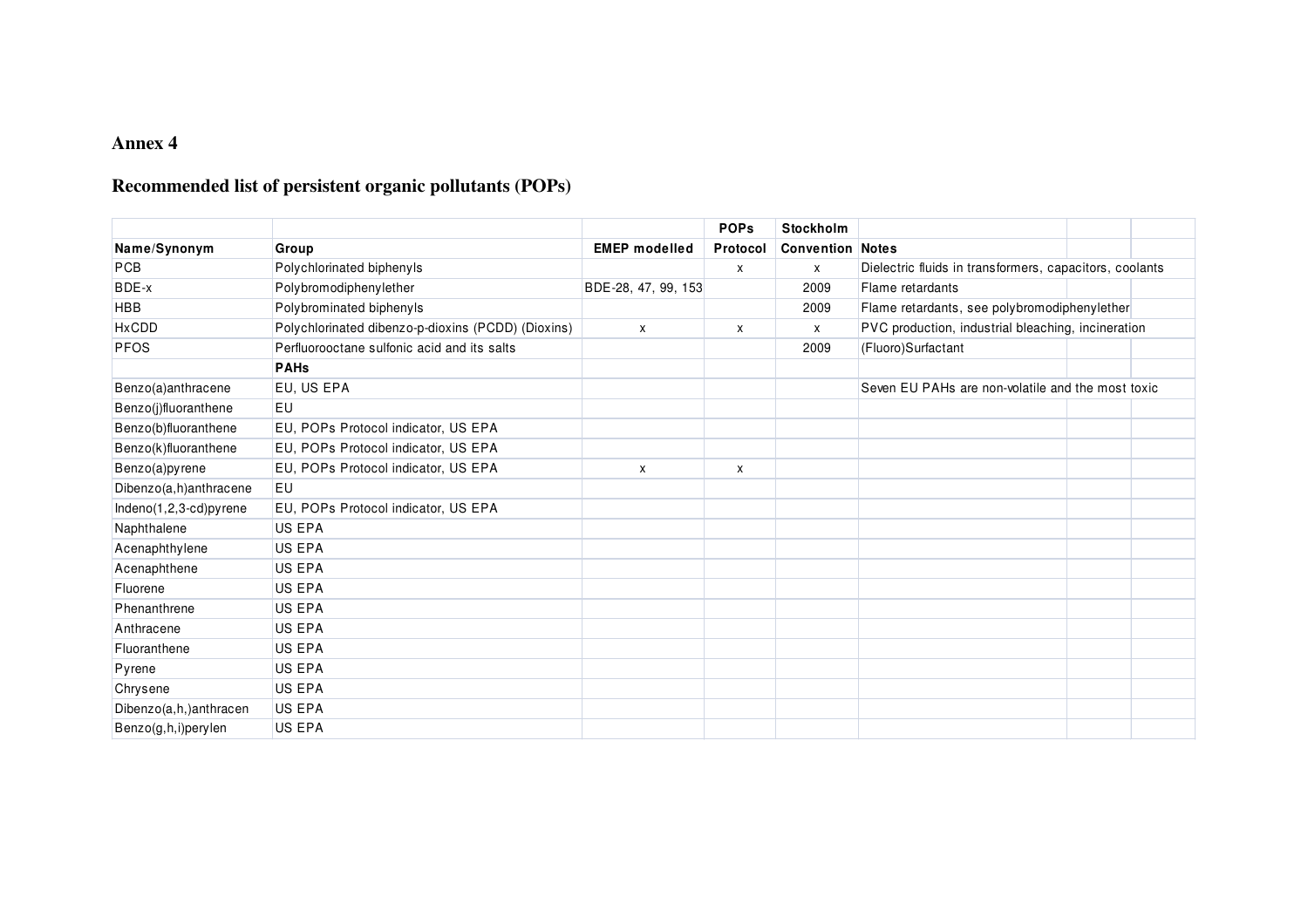# Annex 4

## Recommended list of persistent organic pollutants (POPs)

| | | | POPs | Stockholm | | | |
|---|---|---|---|---|---|---|---|
| **Name/Synonym** | **Group** | **EMEP modelled** | **Protocol** | **Convention** | **Notes** | | |
| PCB | Polychlorinated biphenyls | | x | x | Dielectric fluids in transformers, capacitors, coolants | | |
| BDE-x | Polybromodiphenylether | BDE-28, 47, 99, 153 | | 2009 | Flame retardants | | |
| HBB | Polybrominated biphenyls | | | 2009 | Flame retardants, see polybromodiphenylether | | |
| HxCDD | Polychlorinated dibenzo-p-dioxins (PCDD) (Dioxins) | x | x | x | PVC production, industrial bleaching, incineration | | |
| PFOS | Perfluorooctane sulfonic acid and its salts | | | 2009 | (Fluoro)Surfactant | | |
| | **PAHs** | | | | | | |
| Benzo(a)anthracene | EU, US EPA | | | | Seven EU PAHs are non-volatile and the most toxic | | |
| Benzo(j)fluoranthene | EU | | | | | | |
| Benzo(b)fluoranthene | EU, POPs Protocol indicator, US EPA | | | | | | |
| Benzo(k)fluoranthene | EU, POPs Protocol indicator, US EPA | | | | | | |
| Benzo(a)pyrene | EU, POPs Protocol indicator, US EPA | x | x | | | | |
| Dibenzo(a,h)anthracene | EU | | | | | | |
| Indeno(1,2,3-cd)pyrene | EU, POPs Protocol indicator, US EPA | | | | | | |
| Naphthalene | US EPA | | | | | | |
| Acenaphthylene | US EPA | | | | | | |
| Acenaphthene | US EPA | | | | | | |
| Fluorene | US EPA | | | | | | |
| Phenanthrene | US EPA | | | | | | |
| Anthracene | US EPA | | | | | | |
| Fluoranthene | US EPA | | | | | | |
| Pyrene | US EPA | | | | | | |
| Chrysene | US EPA | | | | | | |
| Dibenzo(a,h,)anthracen | US EPA | | | | | | |
| Benzo(g,h,i)perylen | US EPA | | | | | | |